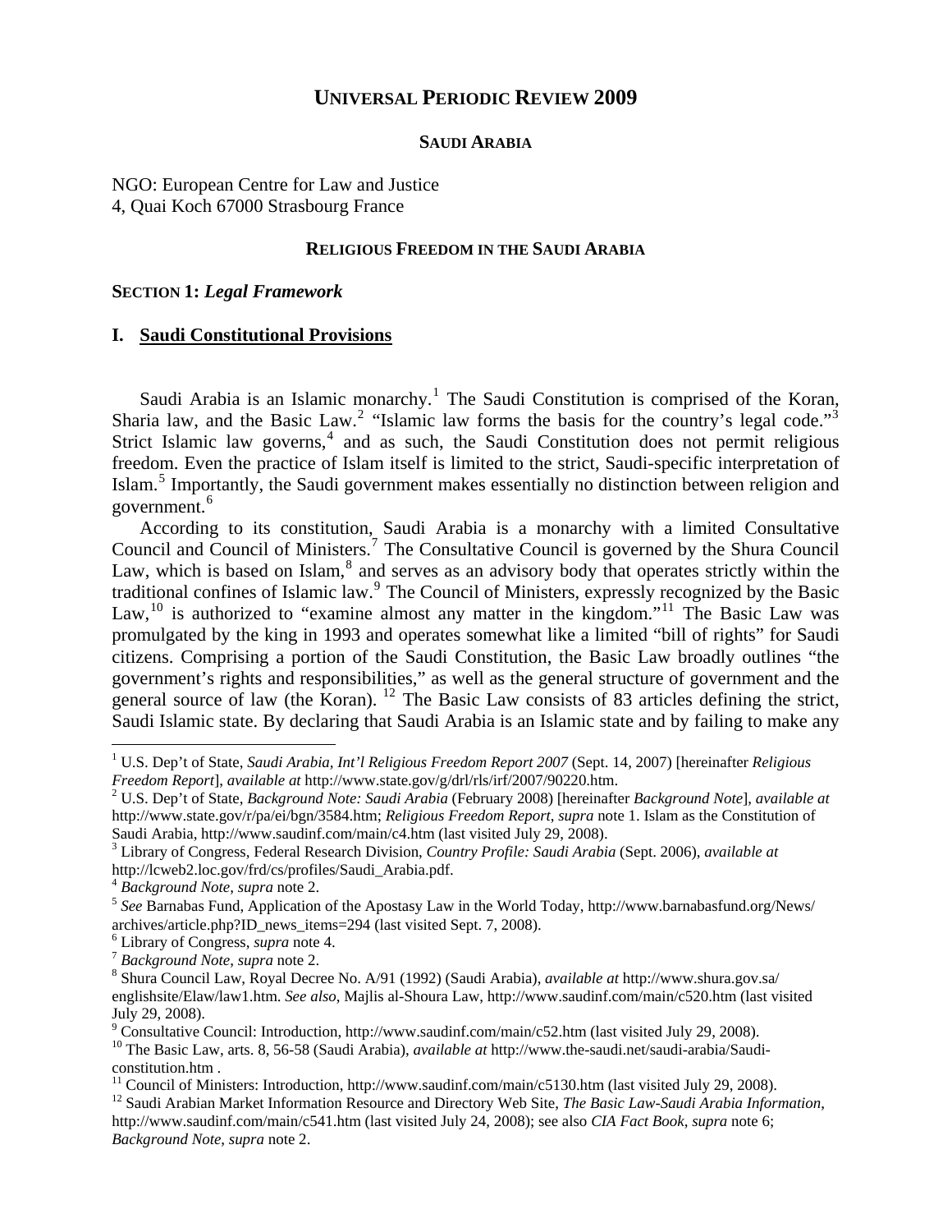# UNIVERSAL PERIODIC REVIEW 2009

**SAUDI ARABIA**

NGO: European Centre for Law and Justice
4, Quai Koch 67000 Strasbourg France

**RELIGIOUS FREEDOM IN THE SAUDI ARABIA**

**SECTION 1:** ***Legal Framework***

## I. Saudi Constitutional Provisions

Saudi Arabia is an Islamic monarchy.[1] The Saudi Constitution is comprised of the Koran, Sharia law, and the Basic Law.[2] "Islamic law forms the basis for the country's legal code."[3] Strict Islamic law governs,[4] and as such, the Saudi Constitution does not permit religious freedom. Even the practice of Islam itself is limited to the strict, Saudi-specific interpretation of Islam.[5] Importantly, the Saudi government makes essentially no distinction between religion and government.[6]

According to its constitution, Saudi Arabia is a monarchy with a limited Consultative Council and Council of Ministers.[7] The Consultative Council is governed by the Shura Council Law, which is based on Islam,[8] and serves as an advisory body that operates strictly within the traditional confines of Islamic law.[9] The Council of Ministers, expressly recognized by the Basic Law,[10] is authorized to "examine almost any matter in the kingdom."[11] The Basic Law was promulgated by the king in 1993 and operates somewhat like a limited "bill of rights" for Saudi citizens. Comprising a portion of the Saudi Constitution, the Basic Law broadly outlines "the government's rights and responsibilities," as well as the general structure of government and the general source of law (the Koran). [12] The Basic Law consists of 83 articles defining the strict, Saudi Islamic state. By declaring that Saudi Arabia is an Islamic state and by failing to make any

---

[1] U.S. Dep't of State, *Saudi Arabia, Int'l Religious Freedom Report 2007* (Sept. 14, 2007) [hereinafter *Religious Freedom Report*], *available at* http://www.state.gov/g/drl/rls/irf/2007/90220.htm.

[2] U.S. Dep't of State, *Background Note: Saudi Arabia* (February 2008) [hereinafter *Background Note*], *available at* http://www.state.gov/r/pa/ei/bgn/3584.htm; *Religious Freedom Report*, *supra* note 1. Islam as the Constitution of Saudi Arabia, http://www.saudinf.com/main/c4.htm (last visited July 29, 2008).

[3] Library of Congress, Federal Research Division, *Country Profile: Saudi Arabia* (Sept. 2006), *available at* http://lcweb2.loc.gov/frd/cs/profiles/Saudi_Arabia.pdf.

[4] *Background Note*, *supra* note 2.

[5] *See* Barnabas Fund, Application of the Apostasy Law in the World Today, http://www.barnabasfund.org/News/archives/article.php?ID_news_items=294 (last visited Sept. 7, 2008).

[6] Library of Congress, *supra* note 4.

[7] *Background Note*, *supra* note 2.

[8] Shura Council Law, Royal Decree No. A/91 (1992) (Saudi Arabia), *available at* http://www.shura.gov.sa/englishsite/Elaw/law1.htm. *See also*, Majlis al-Shoura Law, http://www.saudinf.com/main/c520.htm (last visited July 29, 2008).

[9] Consultative Council: Introduction, http://www.saudinf.com/main/c52.htm (last visited July 29, 2008).

[10] The Basic Law, arts. 8, 56-58 (Saudi Arabia), *available at* http://www.the-saudi.net/saudi-arabia/Saudi-constitution.htm .

[11] Council of Ministers: Introduction, http://www.saudinf.com/main/c5130.htm (last visited July 29, 2008).

[12] Saudi Arabian Market Information Resource and Directory Web Site, *The Basic Law-Saudi Arabia Information*, http://www.saudinf.com/main/c541.htm (last visited July 24, 2008); see also *CIA Fact Book*, *supra* note 6; *Background Note*, *supra* note 2.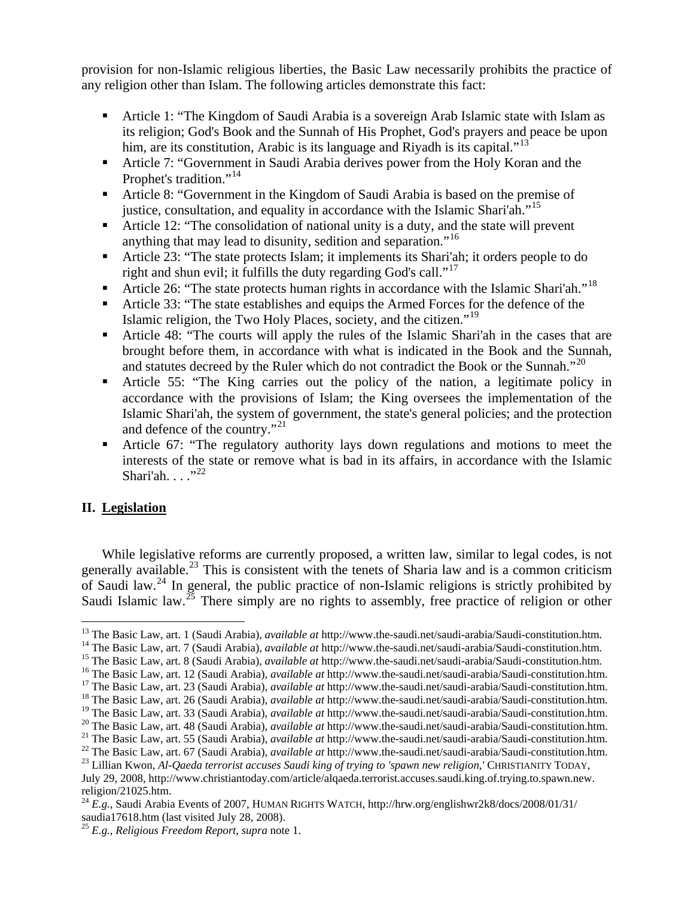provision for non-Islamic religious liberties, the Basic Law necessarily prohibits the practice of any religion other than Islam. The following articles demonstrate this fact:

- Article 1: "The Kingdom of Saudi Arabia is a sovereign Arab Islamic state with Islam as its religion; God's Book and the Sunnah of His Prophet, God's prayers and peace be upon him, are its constitution, Arabic is its language and Riyadh is its capital."[13]
- Article 7: "Government in Saudi Arabia derives power from the Holy Koran and the Prophet's tradition."[14]
- Article 8: "Government in the Kingdom of Saudi Arabia is based on the premise of justice, consultation, and equality in accordance with the Islamic Shari'ah."[15]
- Article 12: "The consolidation of national unity is a duty, and the state will prevent anything that may lead to disunity, sedition and separation."[16]
- Article 23: "The state protects Islam; it implements its Shari'ah; it orders people to do right and shun evil; it fulfills the duty regarding God's call."[17]
- Article 26: "The state protects human rights in accordance with the Islamic Shari'ah."[18]
- Article 33: "The state establishes and equips the Armed Forces for the defence of the Islamic religion, the Two Holy Places, society, and the citizen."[19]
- Article 48: "The courts will apply the rules of the Islamic Shari'ah in the cases that are brought before them, in accordance with what is indicated in the Book and the Sunnah, and statutes decreed by the Ruler which do not contradict the Book or the Sunnah."[20]
- Article 55: "The King carries out the policy of the nation, a legitimate policy in accordance with the provisions of Islam; the King oversees the implementation of the Islamic Shari'ah, the system of government, the state's general policies; and the protection and defence of the country."[21]
- Article 67: "The regulatory authority lays down regulations and motions to meet the interests of the state or remove what is bad in its affairs, in accordance with the Islamic Shari'ah. . . ."[22]

## II. Legislation

While legislative reforms are currently proposed, a written law, similar to legal codes, is not generally available.[23] This is consistent with the tenets of Sharia law and is a common criticism of Saudi law.[24] In general, the public practice of non-Islamic religions is strictly prohibited by Saudi Islamic law.[25] There simply are no rights to assembly, free practice of religion or other

---

[13] The Basic Law, art. 1 (Saudi Arabia), *available at* http://www.the-saudi.net/saudi-arabia/Saudi-constitution.htm.

[14] The Basic Law, art. 7 (Saudi Arabia), *available at* http://www.the-saudi.net/saudi-arabia/Saudi-constitution.htm.

[15] The Basic Law, art. 8 (Saudi Arabia), *available at* http://www.the-saudi.net/saudi-arabia/Saudi-constitution.htm.

[16] The Basic Law, art. 12 (Saudi Arabia), *available at* http://www.the-saudi.net/saudi-arabia/Saudi-constitution.htm.

[17] The Basic Law, art. 23 (Saudi Arabia), *available at* http://www.the-saudi.net/saudi-arabia/Saudi-constitution.htm.

[18] The Basic Law, art. 26 (Saudi Arabia), *available at* http://www.the-saudi.net/saudi-arabia/Saudi-constitution.htm.

[19] The Basic Law, art. 33 (Saudi Arabia), *available at* http://www.the-saudi.net/saudi-arabia/Saudi-constitution.htm.

[20] The Basic Law, art. 48 (Saudi Arabia), *available at* http://www.the-saudi.net/saudi-arabia/Saudi-constitution.htm.

[21] The Basic Law, art. 55 (Saudi Arabia), *available at* http://www.the-saudi.net/saudi-arabia/Saudi-constitution.htm.

[22] The Basic Law, art. 67 (Saudi Arabia), *available at* http://www.the-saudi.net/saudi-arabia/Saudi-constitution.htm.

[23] Lillian Kwon, *Al-Qaeda terrorist accuses Saudi king of trying to 'spawn new religion,'* CHRISTIANITY TODAY, July 29, 2008, http://www.christiantoday.com/article/alqaeda.terrorist.accuses.saudi.king.of.trying.to.spawn.new.religion/21025.htm.

[24] *E.g.*, Saudi Arabia Events of 2007, HUMAN RIGHTS WATCH, http://hrw.org/englishwr2k8/docs/2008/01/31/saudia17618.htm (last visited July 28, 2008).

[25] *E.g.*, *Religious Freedom Report*, *supra* note 1.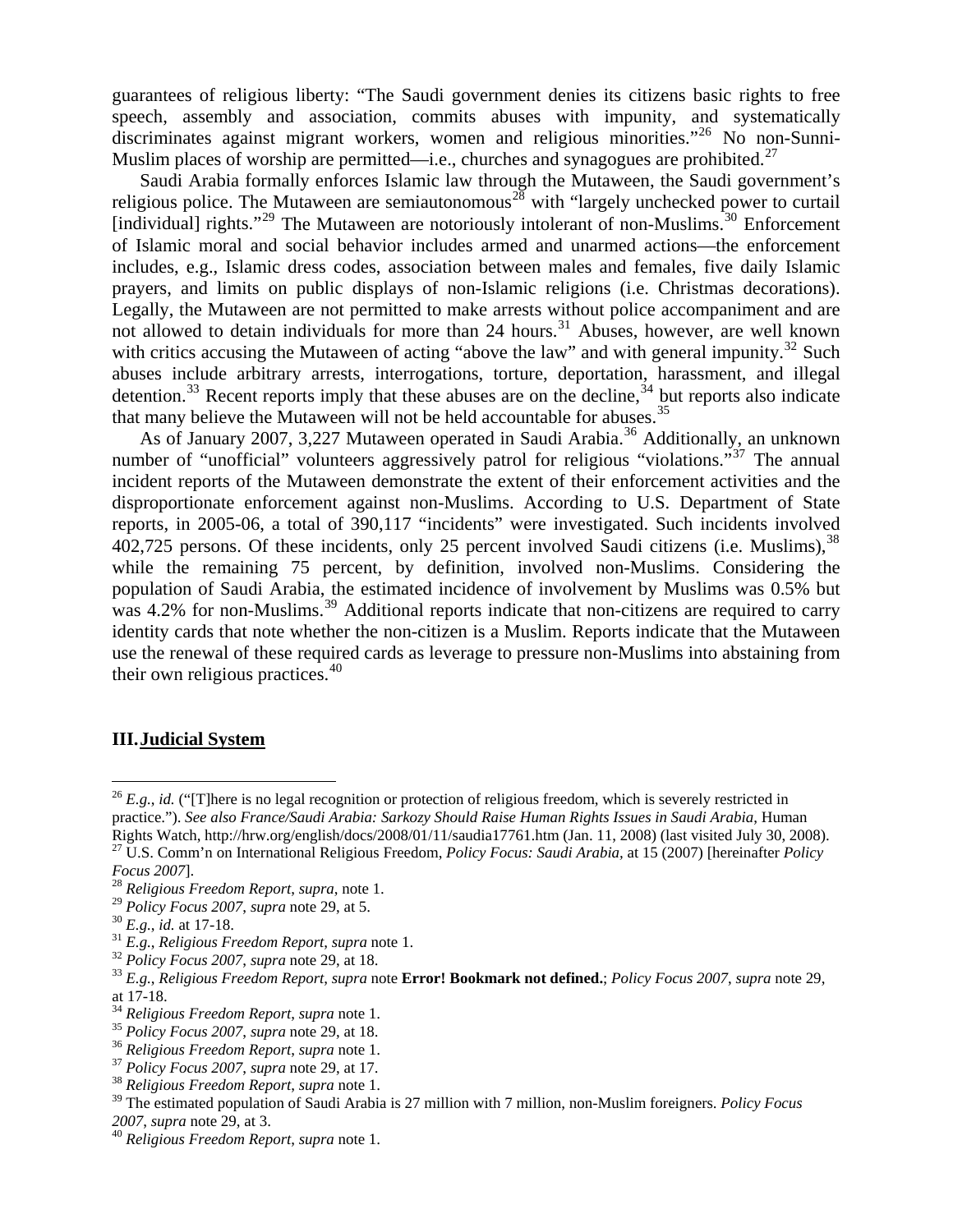guarantees of religious liberty: "The Saudi government denies its citizens basic rights to free speech, assembly and association, commits abuses with impunity, and systematically discriminates against migrant workers, women and religious minorities."[26] No non-Sunni-Muslim places of worship are permitted—i.e., churches and synagogues are prohibited.[27]

Saudi Arabia formally enforces Islamic law through the Mutaween, the Saudi government's religious police. The Mutaween are semiautonomous[28] with "largely unchecked power to curtail [individual] rights."[29] The Mutaween are notoriously intolerant of non-Muslims.[30] Enforcement of Islamic moral and social behavior includes armed and unarmed actions—the enforcement includes, e.g., Islamic dress codes, association between males and females, five daily Islamic prayers, and limits on public displays of non-Islamic religions (i.e. Christmas decorations). Legally, the Mutaween are not permitted to make arrests without police accompaniment and are not allowed to detain individuals for more than 24 hours.[31] Abuses, however, are well known with critics accusing the Mutaween of acting "above the law" and with general impunity.[32] Such abuses include arbitrary arrests, interrogations, torture, deportation, harassment, and illegal detention.[33] Recent reports imply that these abuses are on the decline,[34] but reports also indicate that many believe the Mutaween will not be held accountable for abuses.[35]

As of January 2007, 3,227 Mutaween operated in Saudi Arabia.[36] Additionally, an unknown number of "unofficial" volunteers aggressively patrol for religious "violations."[37] The annual incident reports of the Mutaween demonstrate the extent of their enforcement activities and the disproportionate enforcement against non-Muslims. According to U.S. Department of State reports, in 2005-06, a total of 390,117 "incidents" were investigated. Such incidents involved 402,725 persons. Of these incidents, only 25 percent involved Saudi citizens (i.e. Muslims),[38] while the remaining 75 percent, by definition, involved non-Muslims. Considering the population of Saudi Arabia, the estimated incidence of involvement by Muslims was 0.5% but was 4.2% for non-Muslims.[39] Additional reports indicate that non-citizens are required to carry identity cards that note whether the non-citizen is a Muslim. Reports indicate that the Mutaween use the renewal of these required cards as leverage to pressure non-Muslims into abstaining from their own religious practices.[40]

## III. Judicial System

---

[26] *E.g.*, *id.* ("[T]here is no legal recognition or protection of religious freedom, which is severely restricted in practice."). *See also France/Saudi Arabia: Sarkozy Should Raise Human Rights Issues in Saudi Arabia*, Human Rights Watch, http://hrw.org/english/docs/2008/01/11/saudia17761.htm (Jan. 11, 2008) (last visited July 30, 2008).

[27] U.S. Comm'n on International Religious Freedom, *Policy Focus: Saudi Arabia*, at 15 (2007) [hereinafter *Policy Focus 2007*].

[28] *Religious Freedom Report*, *supra*, note 1.

[29] *Policy Focus 2007*, *supra* note 29, at 5.

[30] *E.g.*, *id.* at 17-18.

[31] *E.g.*, *Religious Freedom Report*, *supra* note 1.

[32] *Policy Focus 2007*, *supra* note 29, at 18.

[33] *E.g.*, *Religious Freedom Report*, *supra* note **Error! Bookmark not defined.**; *Policy Focus 2007*, *supra* note 29, at 17-18.

[34] *Religious Freedom Report*, *supra* note 1.

[35] *Policy Focus 2007*, *supra* note 29, at 18.

[36] *Religious Freedom Report*, *supra* note 1.

[37] *Policy Focus 2007*, *supra* note 29, at 17.

[38] *Religious Freedom Report*, *supra* note 1.

[39] The estimated population of Saudi Arabia is 27 million with 7 million, non-Muslim foreigners. *Policy Focus 2007*, *supra* note 29, at 3.

[40] *Religious Freedom Report*, *supra* note 1.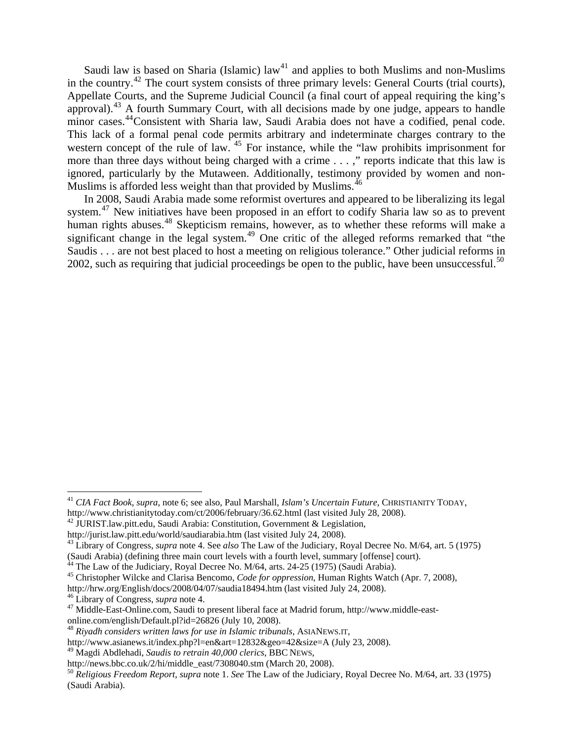Saudi law is based on Sharia (Islamic) law[41] and applies to both Muslims and non-Muslims in the country.[42] The court system consists of three primary levels: General Courts (trial courts), Appellate Courts, and the Supreme Judicial Council (a final court of appeal requiring the king's approval).[43] A fourth Summary Court, with all decisions made by one judge, appears to handle minor cases.[44]Consistent with Sharia law, Saudi Arabia does not have a codified, penal code. This lack of a formal penal code permits arbitrary and indeterminate charges contrary to the western concept of the rule of law.[45] For instance, while the "law prohibits imprisonment for more than three days without being charged with a crime . . . ," reports indicate that this law is ignored, particularly by the Mutaween. Additionally, testimony provided by women and non-Muslims is afforded less weight than that provided by Muslims.[46]

In 2008, Saudi Arabia made some reformist overtures and appeared to be liberalizing its legal system.[47] New initiatives have been proposed in an effort to codify Sharia law so as to prevent human rights abuses.[48] Skepticism remains, however, as to whether these reforms will make a significant change in the legal system.[49] One critic of the alleged reforms remarked that "the Saudis . . . are not best placed to host a meeting on religious tolerance." Other judicial reforms in 2002, such as requiring that judicial proceedings be open to the public, have been unsuccessful.[50]

---

[41] *CIA Fact Book*, *supra*, note 6; see also, Paul Marshall, *Islam's Uncertain Future*, CHRISTIANITY TODAY, http://www.christianitytoday.com/ct/2006/february/36.62.html (last visited July 28, 2008).

[42] JURIST.law.pitt.edu, Saudi Arabia: Constitution, Government & Legislation, http://jurist.law.pitt.edu/world/saudiarabia.htm (last visited July 24, 2008).

[43] Library of Congress, *supra* note 4. See *also* The Law of the Judiciary, Royal Decree No. M/64, art. 5 (1975) (Saudi Arabia) (defining three main court levels with a fourth level, summary [offense] court).

[44] The Law of the Judiciary, Royal Decree No. M/64, arts. 24-25 (1975) (Saudi Arabia).

[45] Christopher Wilcke and Clarisa Bencomo, *Code for oppression*, Human Rights Watch (Apr. 7, 2008), http://hrw.org/English/docs/2008/04/07/saudia18494.htm (last visited July 24, 2008).

[46] Library of Congress, *supra* note 4.

[47] Middle-East-Online.com, Saudi to present liberal face at Madrid forum, http://www.middle-east-online.com/english/Default.pl?id=26826 (July 10, 2008).

[48] *Riyadh considers written laws for use in Islamic tribunals*, ASIANEWS.IT, http://www.asianews.it/index.php?l=en&art=12832&geo=42&size=A (July 23, 2008).

[49] Magdi Abdlehadi, *Saudis to retrain 40,000 clerics*, BBC NEWS, http://news.bbc.co.uk/2/hi/middle_east/7308040.stm (March 20, 2008).

[50] *Religious Freedom Report*, *supra* note 1. *See* The Law of the Judiciary, Royal Decree No. M/64, art. 33 (1975) (Saudi Arabia).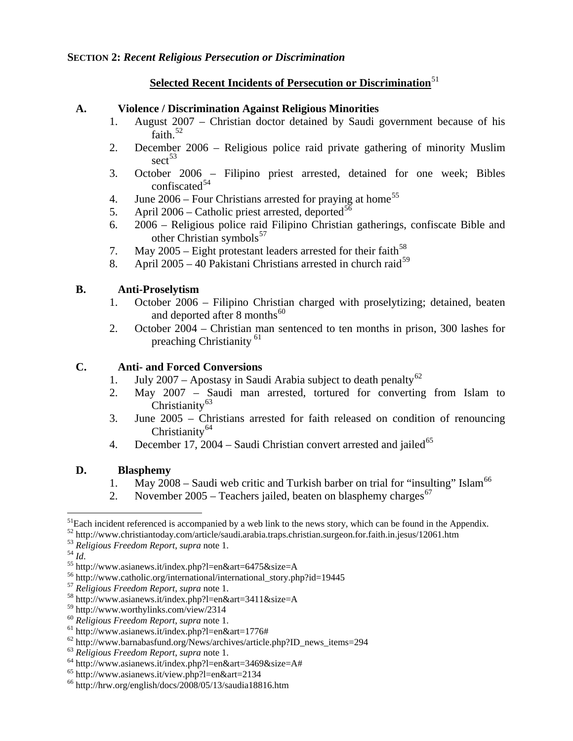**SECTION 2:** ***Recent Religious Persecution or Discrimination***

## Selected Recent Incidents of Persecution or Discrimination[51]

**A. Violence / Discrimination Against Religious Minorities**

1. August 2007 – Christian doctor detained by Saudi government because of his faith.[52]
2. December 2006 – Religious police raid private gathering of minority Muslim sect[53]
3. October 2006 – Filipino priest arrested, detained for one week; Bibles confiscated[54]
4. June 2006 – Four Christians arrested for praying at home[55]
5. April 2006 – Catholic priest arrested, deported[56]
6. 2006 – Religious police raid Filipino Christian gatherings, confiscate Bible and other Christian symbols[57]
7. May 2005 – Eight protestant leaders arrested for their faith[58]
8. April 2005 – 40 Pakistani Christians arrested in church raid[59]

**B. Anti-Proselytism**

1. October 2006 – Filipino Christian charged with proselytizing; detained, beaten and deported after 8 months[60]
2. October 2004 – Christian man sentenced to ten months in prison, 300 lashes for preaching Christianity [61]

**C. Anti- and Forced Conversions**

1. July 2007 – Apostasy in Saudi Arabia subject to death penalty[62]
2. May 2007 – Saudi man arrested, tortured for converting from Islam to Christianity[63]
3. June 2005 – Christians arrested for faith released on condition of renouncing Christianity[64]
4. December 17, 2004 – Saudi Christian convert arrested and jailed[65]

**D. Blasphemy**

1. May 2008 – Saudi web critic and Turkish barber on trial for "insulting" Islam[66]
2. November 2005 – Teachers jailed, beaten on blasphemy charges[67]

---

[51]Each incident referenced is accompanied by a web link to the news story, which can be found in the Appendix.
[52] http://www.christiantoday.com/article/saudi.arabia.traps.christian.surgeon.for.faith.in.jesus/12061.htm
[53] *Religious Freedom Report*, *supra* note 1.
[54] *Id*.
[55] http://www.asianews.it/index.php?l=en&art=6475&size=A
[56] http://www.catholic.org/international/international_story.php?id=19445
[57] *Religious Freedom Report*, *supra* note 1.
[58] http://www.asianews.it/index.php?l=en&art=3411&size=A
[59] http://www.worthylinks.com/view/2314
[60] *Religious Freedom Report*, *supra* note 1.
[61] http://www.asianews.it/index.php?l=en&art=1776#
[62] http://www.barnabasfund.org/News/archives/article.php?ID_news_items=294
[63] *Religious Freedom Report*, *supra* note 1.
[64] http://www.asianews.it/index.php?l=en&art=3469&size=A#
[65] http://www.asianews.it/view.php?l=en&art=2134
[66] http://hrw.org/english/docs/2008/05/13/saudia18816.htm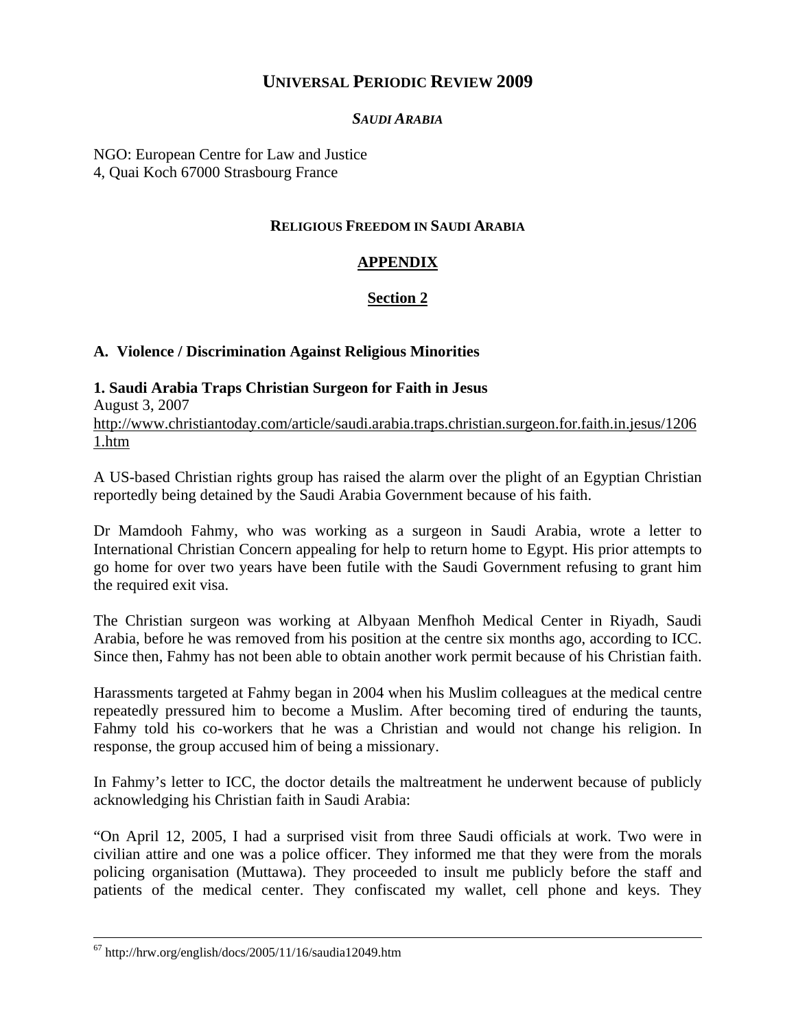# UNIVERSAL PERIODIC REVIEW 2009

***SAUDI ARABIA***

NGO: European Centre for Law and Justice
4, Quai Koch 67000 Strasbourg France

## RELIGIOUS FREEDOM IN SAUDI ARABIA

## APPENDIX

## Section 2

### A. Violence / Discrimination Against Religious Minorities

**1. Saudi Arabia Traps Christian Surgeon for Faith in Jesus**
August 3, 2007
http://www.christiantoday.com/article/saudi.arabia.traps.christian.surgeon.for.faith.in.jesus/12061.htm

A US-based Christian rights group has raised the alarm over the plight of an Egyptian Christian reportedly being detained by the Saudi Arabia Government because of his faith.

Dr Mamdooh Fahmy, who was working as a surgeon in Saudi Arabia, wrote a letter to International Christian Concern appealing for help to return home to Egypt. His prior attempts to go home for over two years have been futile with the Saudi Government refusing to grant him the required exit visa.

The Christian surgeon was working at Albyaan Menfhoh Medical Center in Riyadh, Saudi Arabia, before he was removed from his position at the centre six months ago, according to ICC. Since then, Fahmy has not been able to obtain another work permit because of his Christian faith.

Harassments targeted at Fahmy began in 2004 when his Muslim colleagues at the medical centre repeatedly pressured him to become a Muslim. After becoming tired of enduring the taunts, Fahmy told his co-workers that he was a Christian and would not change his religion. In response, the group accused him of being a missionary.

In Fahmy's letter to ICC, the doctor details the maltreatment he underwent because of publicly acknowledging his Christian faith in Saudi Arabia:

"On April 12, 2005, I had a surprised visit from three Saudi officials at work. Two were in civilian attire and one was a police officer. They informed me that they were from the morals policing organisation (Muttawa). They proceeded to insult me publicly before the staff and patients of the medical center. They confiscated my wallet, cell phone and keys. They

---

[67] http://hrw.org/english/docs/2005/11/16/saudia12049.htm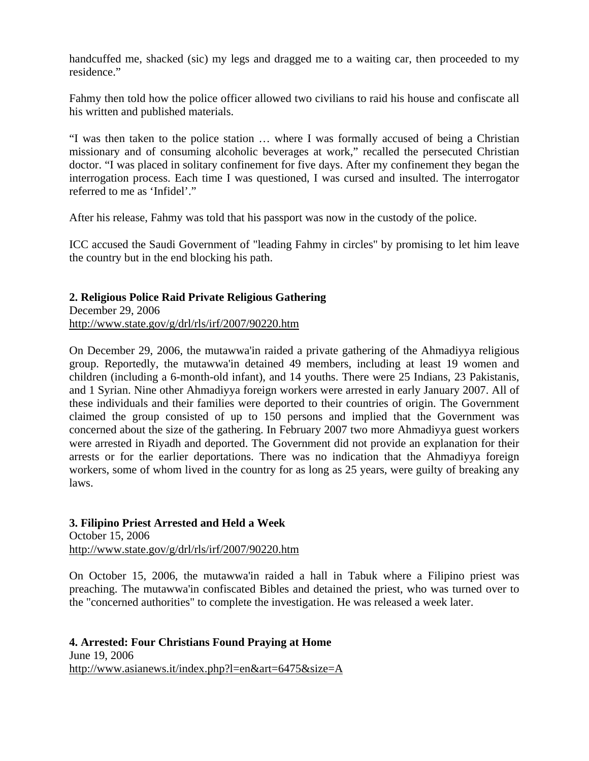handcuffed me, shacked (sic) my legs and dragged me to a waiting car, then proceeded to my residence."

Fahmy then told how the police officer allowed two civilians to raid his house and confiscate all his written and published materials.

"I was then taken to the police station … where I was formally accused of being a Christian missionary and of consuming alcoholic beverages at work," recalled the persecuted Christian doctor. "I was placed in solitary confinement for five days. After my confinement they began the interrogation process. Each time I was questioned, I was cursed and insulted. The interrogator referred to me as 'Infidel'."

After his release, Fahmy was told that his passport was now in the custody of the police.

ICC accused the Saudi Government of "leading Fahmy in circles" by promising to let him leave the country but in the end blocking his path.

**2. Religious Police Raid Private Religious Gathering**
December 29, 2006
http://www.state.gov/g/drl/rls/irf/2007/90220.htm

On December 29, 2006, the mutawwa'in raided a private gathering of the Ahmadiyya religious group. Reportedly, the mutawwa'in detained 49 members, including at least 19 women and children (including a 6-month-old infant), and 14 youths. There were 25 Indians, 23 Pakistanis, and 1 Syrian. Nine other Ahmadiyya foreign workers were arrested in early January 2007. All of these individuals and their families were deported to their countries of origin. The Government claimed the group consisted of up to 150 persons and implied that the Government was concerned about the size of the gathering. In February 2007 two more Ahmadiyya guest workers were arrested in Riyadh and deported. The Government did not provide an explanation for their arrests or for the earlier deportations. There was no indication that the Ahmadiyya foreign workers, some of whom lived in the country for as long as 25 years, were guilty of breaking any laws.

**3. Filipino Priest Arrested and Held a Week**
October 15, 2006
http://www.state.gov/g/drl/rls/irf/2007/90220.htm

On October 15, 2006, the mutawwa'in raided a hall in Tabuk where a Filipino priest was preaching. The mutawwa'in confiscated Bibles and detained the priest, who was turned over to the "concerned authorities" to complete the investigation. He was released a week later.

**4. Arrested: Four Christians Found Praying at Home**
June 19, 2006
http://www.asianews.it/index.php?l=en&art=6475&size=A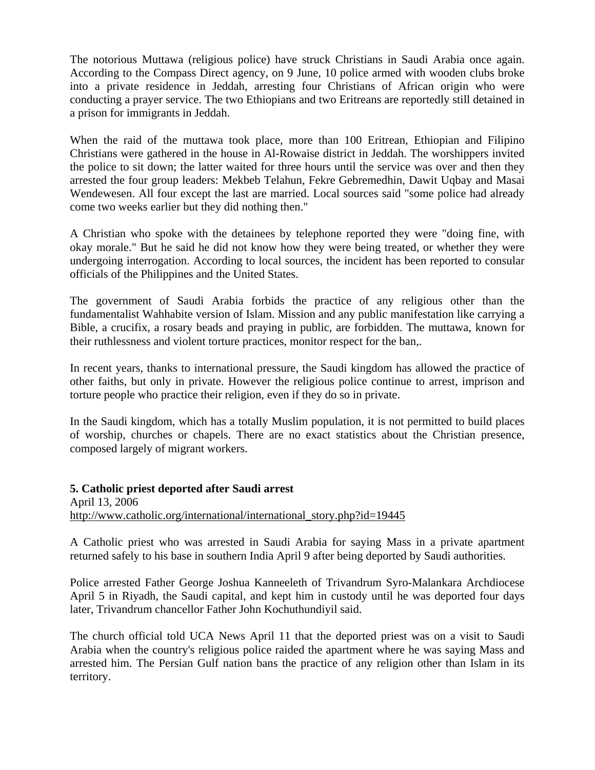The notorious Muttawa (religious police) have struck Christians in Saudi Arabia once again. According to the Compass Direct agency, on 9 June, 10 police armed with wooden clubs broke into a private residence in Jeddah, arresting four Christians of African origin who were conducting a prayer service. The two Ethiopians and two Eritreans are reportedly still detained in a prison for immigrants in Jeddah.

When the raid of the muttawa took place, more than 100 Eritrean, Ethiopian and Filipino Christians were gathered in the house in Al-Rowaise district in Jeddah. The worshippers invited the police to sit down; the latter waited for three hours until the service was over and then they arrested the four group leaders: Mekbeb Telahun, Fekre Gebremedhin, Dawit Uqbay and Masai Wendewesen. All four except the last are married. Local sources said "some police had already come two weeks earlier but they did nothing then."

A Christian who spoke with the detainees by telephone reported they were "doing fine, with okay morale." But he said he did not know how they were being treated, or whether they were undergoing interrogation. According to local sources, the incident has been reported to consular officials of the Philippines and the United States.

The government of Saudi Arabia forbids the practice of any religious other than the fundamentalist Wahhabite version of Islam. Mission and any public manifestation like carrying a Bible, a crucifix, a rosary beads and praying in public, are forbidden. The muttawa, known for their ruthlessness and violent torture practices, monitor respect for the ban,.

In recent years, thanks to international pressure, the Saudi kingdom has allowed the practice of other faiths, but only in private. However the religious police continue to arrest, imprison and torture people who practice their religion, even if they do so in private.

In the Saudi kingdom, which has a totally Muslim population, it is not permitted to build places of worship, churches or chapels. There are no exact statistics about the Christian presence, composed largely of migrant workers.

**5. Catholic priest deported after Saudi arrest**
April 13, 2006
http://www.catholic.org/international/international_story.php?id=19445

A Catholic priest who was arrested in Saudi Arabia for saying Mass in a private apartment returned safely to his base in southern India April 9 after being deported by Saudi authorities.

Police arrested Father George Joshua Kanneeleth of Trivandrum Syro-Malankara Archdiocese April 5 in Riyadh, the Saudi capital, and kept him in custody until he was deported four days later, Trivandrum chancellor Father John Kochuthundiyil said.

The church official told UCA News April 11 that the deported priest was on a visit to Saudi Arabia when the country's religious police raided the apartment where he was saying Mass and arrested him. The Persian Gulf nation bans the practice of any religion other than Islam in its territory.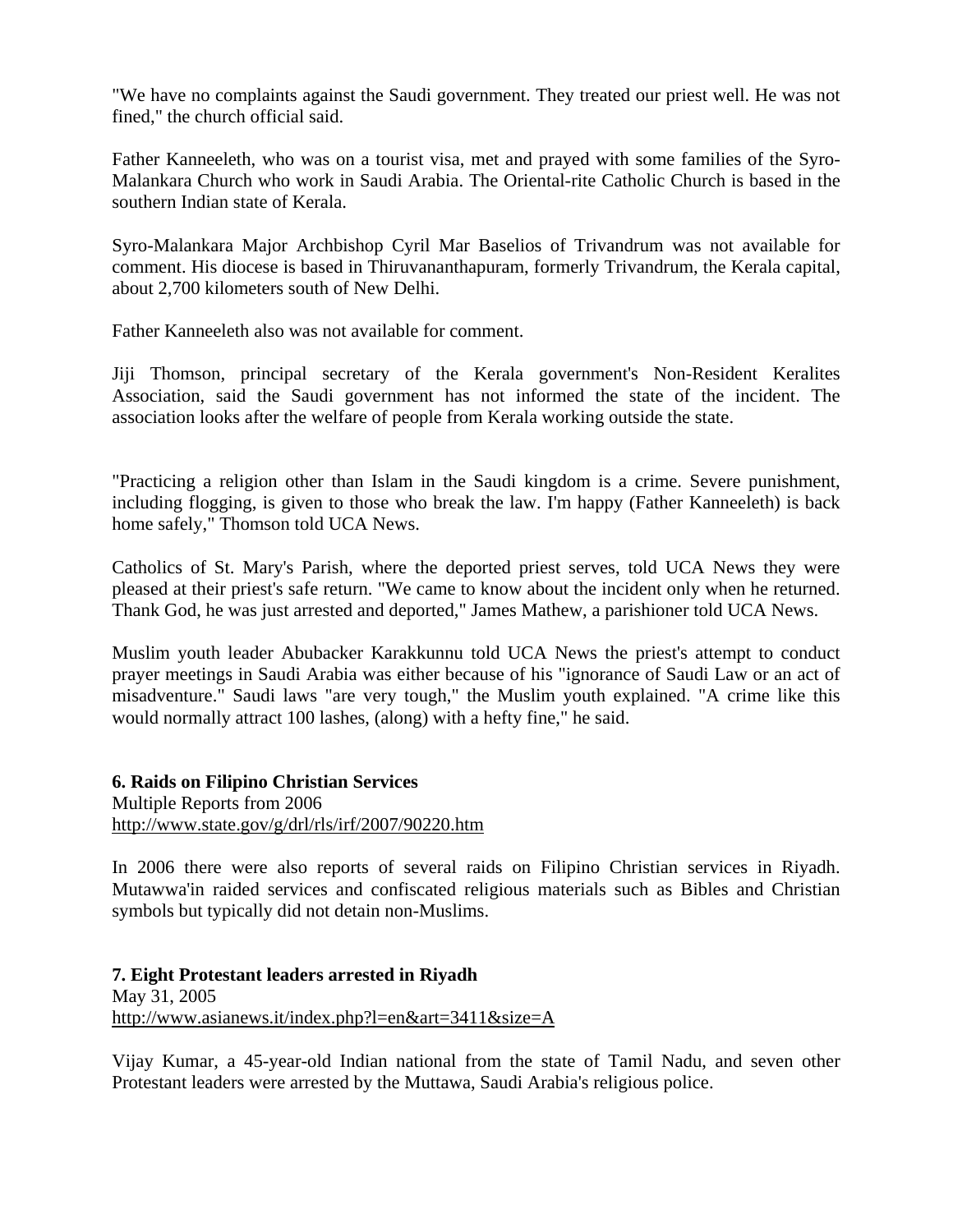"We have no complaints against the Saudi government. They treated our priest well. He was not fined," the church official said.

Father Kanneeleth, who was on a tourist visa, met and prayed with some families of the Syro-Malankara Church who work in Saudi Arabia. The Oriental-rite Catholic Church is based in the southern Indian state of Kerala.

Syro-Malankara Major Archbishop Cyril Mar Baselios of Trivandrum was not available for comment. His diocese is based in Thiruvananthapuram, formerly Trivandrum, the Kerala capital, about 2,700 kilometers south of New Delhi.

Father Kanneeleth also was not available for comment.

Jiji Thomson, principal secretary of the Kerala government's Non-Resident Keralites Association, said the Saudi government has not informed the state of the incident. The association looks after the welfare of people from Kerala working outside the state.

"Practicing a religion other than Islam in the Saudi kingdom is a crime. Severe punishment, including flogging, is given to those who break the law. I'm happy (Father Kanneeleth) is back home safely," Thomson told UCA News.

Catholics of St. Mary's Parish, where the deported priest serves, told UCA News they were pleased at their priest's safe return. "We came to know about the incident only when he returned. Thank God, he was just arrested and deported," James Mathew, a parishioner told UCA News.

Muslim youth leader Abubacker Karakkunnu told UCA News the priest's attempt to conduct prayer meetings in Saudi Arabia was either because of his "ignorance of Saudi Law or an act of misadventure." Saudi laws "are very tough," the Muslim youth explained. "A crime like this would normally attract 100 lashes, (along) with a hefty fine," he said.

**6. Raids on Filipino Christian Services**
Multiple Reports from 2006
http://www.state.gov/g/drl/rls/irf/2007/90220.htm

In 2006 there were also reports of several raids on Filipino Christian services in Riyadh. Mutawwa'in raided services and confiscated religious materials such as Bibles and Christian symbols but typically did not detain non-Muslims.

**7. Eight Protestant leaders arrested in Riyadh**
May 31, 2005
http://www.asianews.it/index.php?l=en&art=3411&size=A

Vijay Kumar, a 45-year-old Indian national from the state of Tamil Nadu, and seven other Protestant leaders were arrested by the Muttawa, Saudi Arabia's religious police.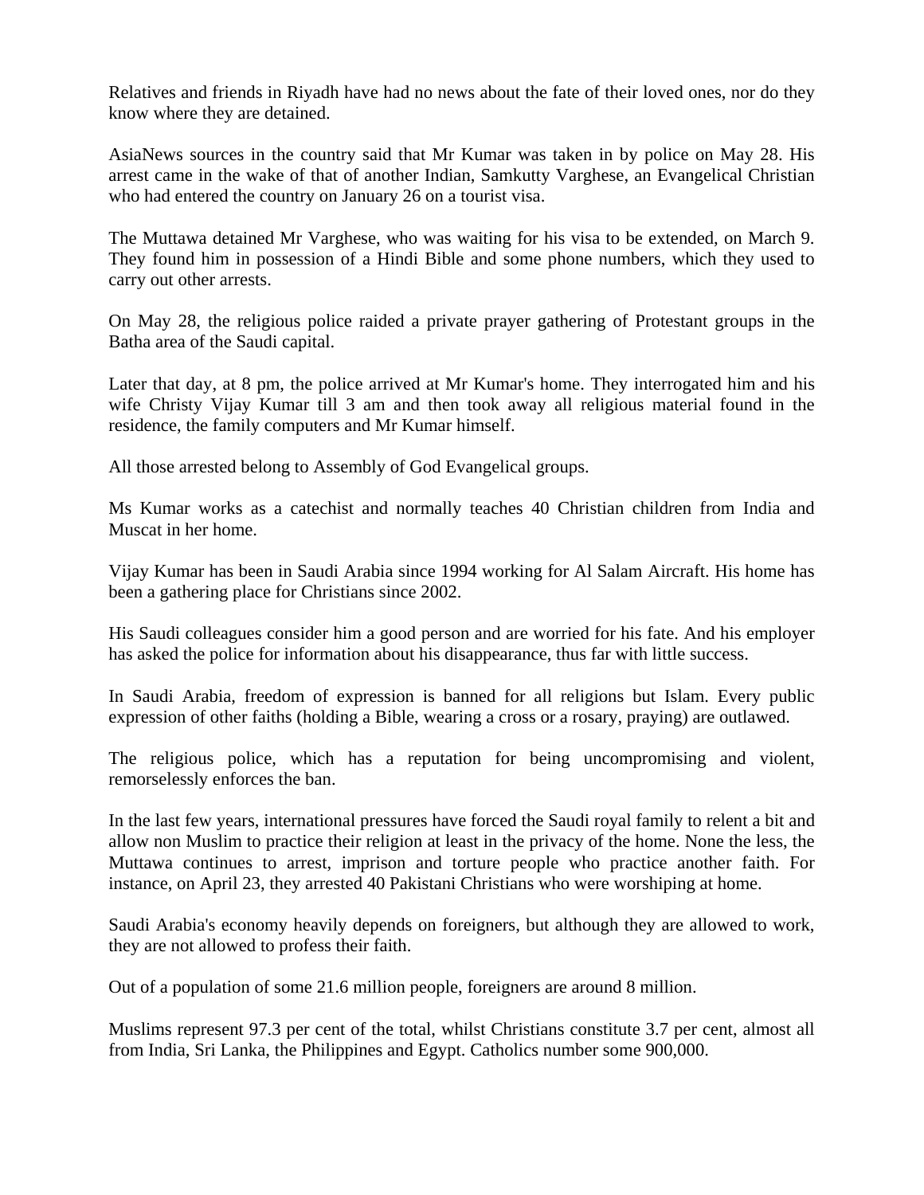Relatives and friends in Riyadh have had no news about the fate of their loved ones, nor do they know where they are detained.

AsiaNews sources in the country said that Mr Kumar was taken in by police on May 28. His arrest came in the wake of that of another Indian, Samkutty Varghese, an Evangelical Christian who had entered the country on January 26 on a tourist visa.

The Muttawa detained Mr Varghese, who was waiting for his visa to be extended, on March 9. They found him in possession of a Hindi Bible and some phone numbers, which they used to carry out other arrests.

On May 28, the religious police raided a private prayer gathering of Protestant groups in the Batha area of the Saudi capital.

Later that day, at 8 pm, the police arrived at Mr Kumar's home. They interrogated him and his wife Christy Vijay Kumar till 3 am and then took away all religious material found in the residence, the family computers and Mr Kumar himself.

All those arrested belong to Assembly of God Evangelical groups.

Ms Kumar works as a catechist and normally teaches 40 Christian children from India and Muscat in her home.

Vijay Kumar has been in Saudi Arabia since 1994 working for Al Salam Aircraft. His home has been a gathering place for Christians since 2002.

His Saudi colleagues consider him a good person and are worried for his fate. And his employer has asked the police for information about his disappearance, thus far with little success.

In Saudi Arabia, freedom of expression is banned for all religions but Islam. Every public expression of other faiths (holding a Bible, wearing a cross or a rosary, praying) are outlawed.

The religious police, which has a reputation for being uncompromising and violent, remorselessly enforces the ban.

In the last few years, international pressures have forced the Saudi royal family to relent a bit and allow non Muslim to practice their religion at least in the privacy of the home. None the less, the Muttawa continues to arrest, imprison and torture people who practice another faith. For instance, on April 23, they arrested 40 Pakistani Christians who were worshiping at home.

Saudi Arabia's economy heavily depends on foreigners, but although they are allowed to work, they are not allowed to profess their faith.

Out of a population of some 21.6 million people, foreigners are around 8 million.

Muslims represent 97.3 per cent of the total, whilst Christians constitute 3.7 per cent, almost all from India, Sri Lanka, the Philippines and Egypt. Catholics number some 900,000.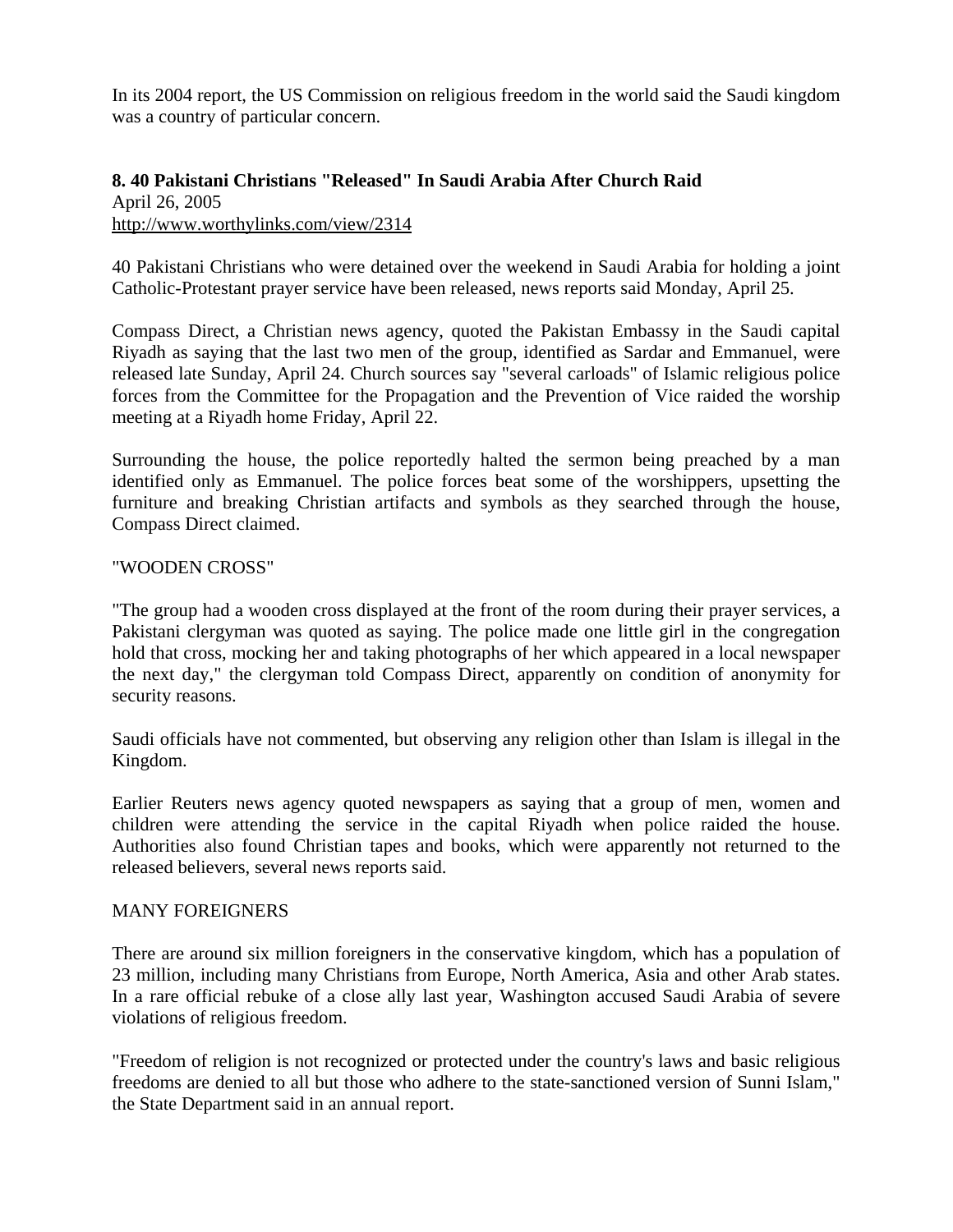In its 2004 report, the US Commission on religious freedom in the world said the Saudi kingdom was a country of particular concern.

**8. 40 Pakistani Christians "Released" In Saudi Arabia After Church Raid**
April 26, 2005
http://www.worthylinks.com/view/2314

40 Pakistani Christians who were detained over the weekend in Saudi Arabia for holding a joint Catholic-Protestant prayer service have been released, news reports said Monday, April 25.

Compass Direct, a Christian news agency, quoted the Pakistan Embassy in the Saudi capital Riyadh as saying that the last two men of the group, identified as Sardar and Emmanuel, were released late Sunday, April 24. Church sources say "several carloads" of Islamic religious police forces from the Committee for the Propagation and the Prevention of Vice raided the worship meeting at a Riyadh home Friday, April 22.

Surrounding the house, the police reportedly halted the sermon being preached by a man identified only as Emmanuel. The police forces beat some of the worshippers, upsetting the furniture and breaking Christian artifacts and symbols as they searched through the house, Compass Direct claimed.

"WOODEN CROSS"

"The group had a wooden cross displayed at the front of the room during their prayer services, a Pakistani clergyman was quoted as saying. The police made one little girl in the congregation hold that cross, mocking her and taking photographs of her which appeared in a local newspaper the next day," the clergyman told Compass Direct, apparently on condition of anonymity for security reasons.

Saudi officials have not commented, but observing any religion other than Islam is illegal in the Kingdom.

Earlier Reuters news agency quoted newspapers as saying that a group of men, women and children were attending the service in the capital Riyadh when police raided the house. Authorities also found Christian tapes and books, which were apparently not returned to the released believers, several news reports said.

MANY FOREIGNERS

There are around six million foreigners in the conservative kingdom, which has a population of 23 million, including many Christians from Europe, North America, Asia and other Arab states. In a rare official rebuke of a close ally last year, Washington accused Saudi Arabia of severe violations of religious freedom.

"Freedom of religion is not recognized or protected under the country's laws and basic religious freedoms are denied to all but those who adhere to the state-sanctioned version of Sunni Islam," the State Department said in an annual report.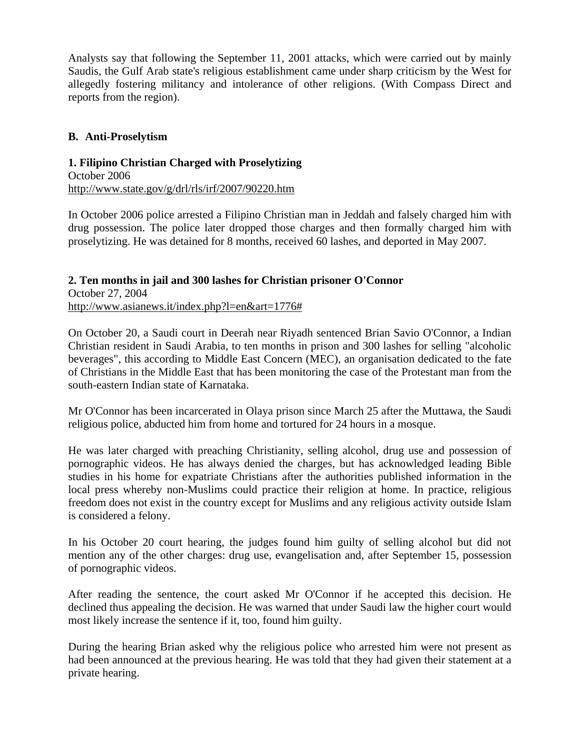Analysts say that following the September 11, 2001 attacks, which were carried out by mainly Saudis, the Gulf Arab state's religious establishment came under sharp criticism by the West for allegedly fostering militancy and intolerance of other religions. (With Compass Direct and reports from the region).

## B. Anti-Proselytism

### 1. Filipino Christian Charged with Proselytizing

October 2006
http://www.state.gov/g/drl/rls/irf/2007/90220.htm

In October 2006 police arrested a Filipino Christian man in Jeddah and falsely charged him with drug possession. The police later dropped those charges and then formally charged him with proselytizing. He was detained for 8 months, received 60 lashes, and deported in May 2007.

### 2. Ten months in jail and 300 lashes for Christian prisoner O'Connor

October 27, 2004
http://www.asianews.it/index.php?l=en&art=1776#

On October 20, a Saudi court in Deerah near Riyadh sentenced Brian Savio O'Connor, a Indian Christian resident in Saudi Arabia, to ten months in prison and 300 lashes for selling "alcoholic beverages", this according to Middle East Concern (MEC), an organisation dedicated to the fate of Christians in the Middle East that has been monitoring the case of the Protestant man from the south-eastern Indian state of Karnataka.

Mr O'Connor has been incarcerated in Olaya prison since March 25 after the Muttawa, the Saudi religious police, abducted him from home and tortured for 24 hours in a mosque.

He was later charged with preaching Christianity, selling alcohol, drug use and possession of pornographic videos. He has always denied the charges, but has acknowledged leading Bible studies in his home for expatriate Christians after the authorities published information in the local press whereby non-Muslims could practice their religion at home. In practice, religious freedom does not exist in the country except for Muslims and any religious activity outside Islam is considered a felony.

In his October 20 court hearing, the judges found him guilty of selling alcohol but did not mention any of the other charges: drug use, evangelisation and, after September 15, possession of pornographic videos.

After reading the sentence, the court asked Mr O'Connor if he accepted this decision. He declined thus appealing the decision. He was warned that under Saudi law the higher court would most likely increase the sentence if it, too, found him guilty.

During the hearing Brian asked why the religious police who arrested him were not present as had been announced at the previous hearing. He was told that they had given their statement at a private hearing.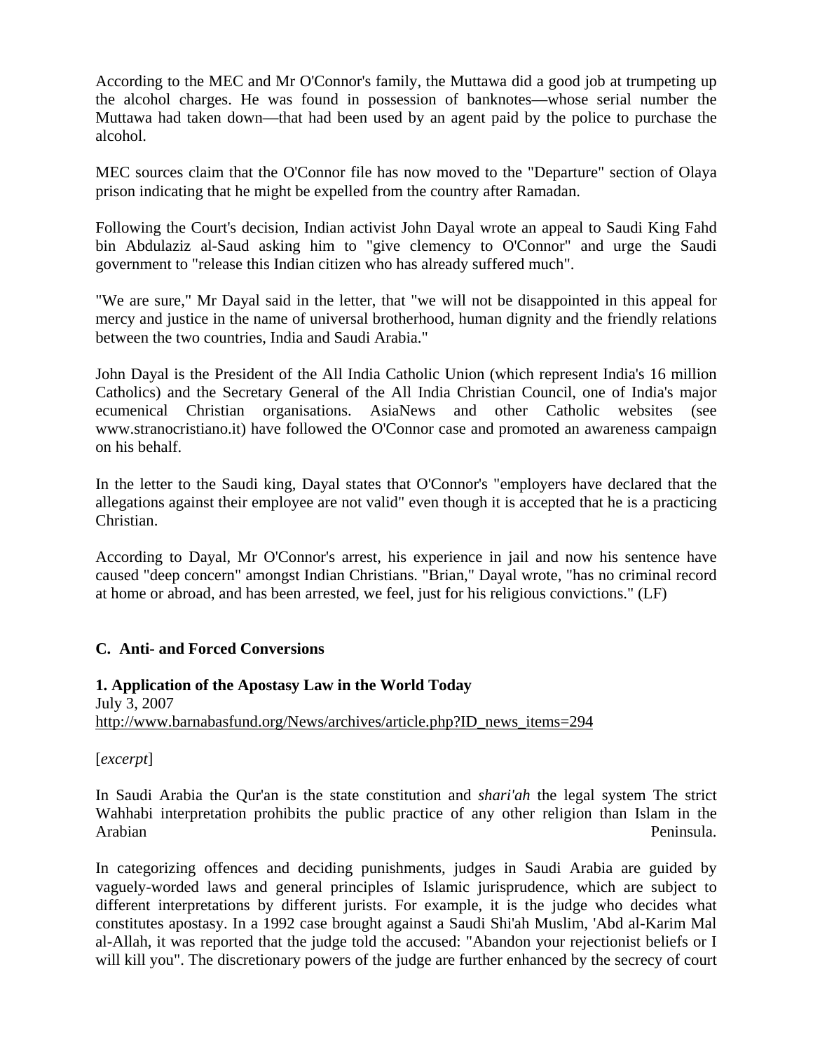According to the MEC and Mr O'Connor's family, the Muttawa did a good job at trumpeting up the alcohol charges. He was found in possession of banknotes—whose serial number the Muttawa had taken down—that had been used by an agent paid by the police to purchase the alcohol.

MEC sources claim that the O'Connor file has now moved to the "Departure" section of Olaya prison indicating that he might be expelled from the country after Ramadan.

Following the Court's decision, Indian activist John Dayal wrote an appeal to Saudi King Fahd bin Abdulaziz al-Saud asking him to "give clemency to O'Connor" and urge the Saudi government to "release this Indian citizen who has already suffered much".

"We are sure," Mr Dayal said in the letter, that "we will not be disappointed in this appeal for mercy and justice in the name of universal brotherhood, human dignity and the friendly relations between the two countries, India and Saudi Arabia."

John Dayal is the President of the All India Catholic Union (which represent India's 16 million Catholics) and the Secretary General of the All India Christian Council, one of India's major ecumenical Christian organisations. AsiaNews and other Catholic websites (see www.stranocristiano.it) have followed the O'Connor case and promoted an awareness campaign on his behalf.

In the letter to the Saudi king, Dayal states that O'Connor's "employers have declared that the allegations against their employee are not valid" even though it is accepted that he is a practicing Christian.

According to Dayal, Mr O'Connor's arrest, his experience in jail and now his sentence have caused "deep concern" amongst Indian Christians. "Brian," Dayal wrote, "has no criminal record at home or abroad, and has been arrested, we feel, just for his religious convictions." (LF)

## C. Anti- and Forced Conversions

### 1. Application of the Apostasy Law in the World Today

July 3, 2007
http://www.barnabasfund.org/News/archives/article.php?ID_news_items=294

[*excerpt*]

In Saudi Arabia the Qur'an is the state constitution and *shari'ah* the legal system The strict Wahhabi interpretation prohibits the public practice of any other religion than Islam in the Arabian Peninsula.

In categorizing offences and deciding punishments, judges in Saudi Arabia are guided by vaguely-worded laws and general principles of Islamic jurisprudence, which are subject to different interpretations by different jurists. For example, it is the judge who decides what constitutes apostasy. In a 1992 case brought against a Saudi Shi'ah Muslim, 'Abd al-Karim Mal al-Allah, it was reported that the judge told the accused: "Abandon your rejectionist beliefs or I will kill you". The discretionary powers of the judge are further enhanced by the secrecy of court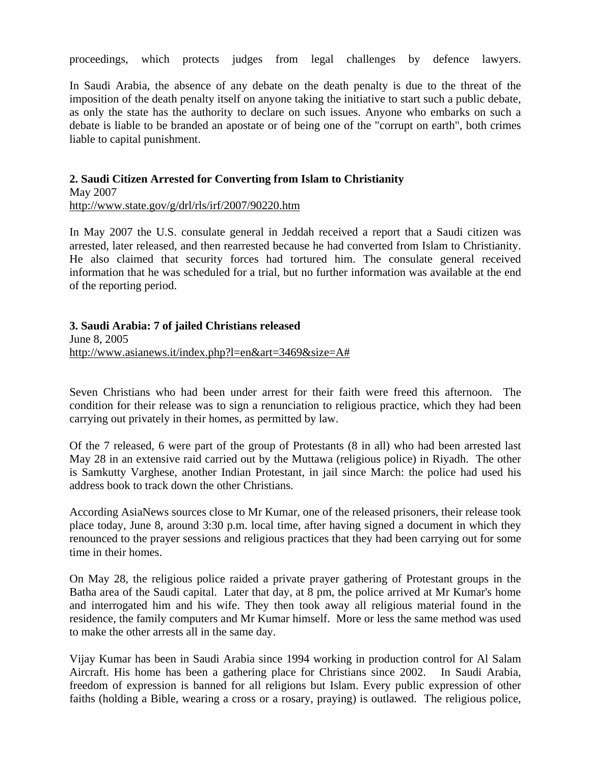proceedings, which protects judges from legal challenges by defence lawyers.

In Saudi Arabia, the absence of any debate on the death penalty is due to the threat of the imposition of the death penalty itself on anyone taking the initiative to start such a public debate, as only the state has the authority to declare on such issues. Anyone who embarks on such a debate is liable to be branded an apostate or of being one of the "corrupt on earth", both crimes liable to capital punishment.

**2. Saudi Citizen Arrested for Converting from Islam to Christianity**
May 2007
http://www.state.gov/g/drl/rls/irf/2007/90220.htm

In May 2007 the U.S. consulate general in Jeddah received a report that a Saudi citizen was arrested, later released, and then rearrested because he had converted from Islam to Christianity. He also claimed that security forces had tortured him. The consulate general received information that he was scheduled for a trial, but no further information was available at the end of the reporting period.

**3. Saudi Arabia: 7 of jailed Christians released**
June 8, 2005
http://www.asianews.it/index.php?l=en&art=3469&size=A#

Seven Christians who had been under arrest for their faith were freed this afternoon. The condition for their release was to sign a renunciation to religious practice, which they had been carrying out privately in their homes, as permitted by law.

Of the 7 released, 6 were part of the group of Protestants (8 in all) who had been arrested last May 28 in an extensive raid carried out by the Muttawa (religious police) in Riyadh. The other is Samkutty Varghese, another Indian Protestant, in jail since March: the police had used his address book to track down the other Christians.

According AsiaNews sources close to Mr Kumar, one of the released prisoners, their release took place today, June 8, around 3:30 p.m. local time, after having signed a document in which they renounced to the prayer sessions and religious practices that they had been carrying out for some time in their homes.

On May 28, the religious police raided a private prayer gathering of Protestant groups in the Batha area of the Saudi capital. Later that day, at 8 pm, the police arrived at Mr Kumar's home and interrogated him and his wife. They then took away all religious material found in the residence, the family computers and Mr Kumar himself. More or less the same method was used to make the other arrests all in the same day.

Vijay Kumar has been in Saudi Arabia since 1994 working in production control for Al Salam Aircraft. His home has been a gathering place for Christians since 2002. In Saudi Arabia, freedom of expression is banned for all religions but Islam. Every public expression of other faiths (holding a Bible, wearing a cross or a rosary, praying) is outlawed. The religious police,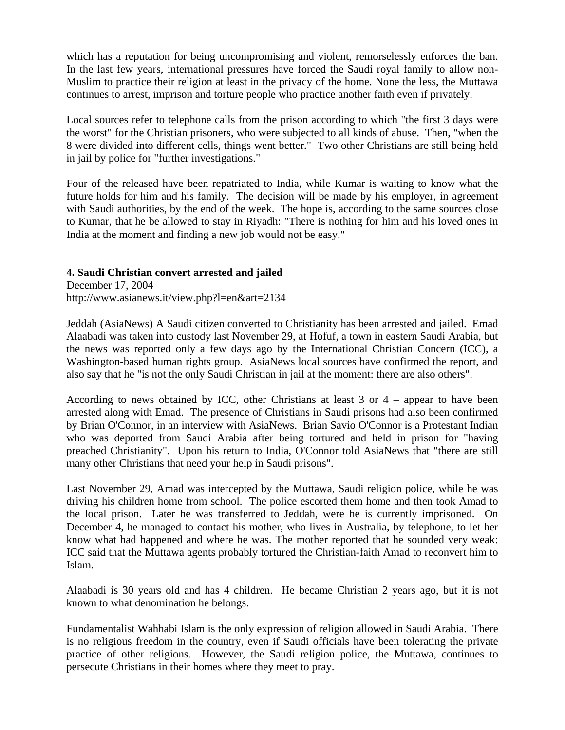which has a reputation for being uncompromising and violent, remorselessly enforces the ban. In the last few years, international pressures have forced the Saudi royal family to allow non-Muslim to practice their religion at least in the privacy of the home. None the less, the Muttawa continues to arrest, imprison and torture people who practice another faith even if privately.

Local sources refer to telephone calls from the prison according to which "the first 3 days were the worst" for the Christian prisoners, who were subjected to all kinds of abuse. Then, "when the 8 were divided into different cells, things went better." Two other Christians are still being held in jail by police for "further investigations."

Four of the released have been repatriated to India, while Kumar is waiting to know what the future holds for him and his family. The decision will be made by his employer, in agreement with Saudi authorities, by the end of the week. The hope is, according to the same sources close to Kumar, that he be allowed to stay in Riyadh: "There is nothing for him and his loved ones in India at the moment and finding a new job would not be easy."

**4. Saudi Christian convert arrested and jailed**
December 17, 2004
http://www.asianews.it/view.php?l=en&art=2134

Jeddah (AsiaNews) A Saudi citizen converted to Christianity has been arrested and jailed. Emad Alaabadi was taken into custody last November 29, at Hofuf, a town in eastern Saudi Arabia, but the news was reported only a few days ago by the International Christian Concern (ICC), a Washington-based human rights group. AsiaNews local sources have confirmed the report, and also say that he "is not the only Saudi Christian in jail at the moment: there are also others".

According to news obtained by ICC, other Christians at least 3 or 4 – appear to have been arrested along with Emad. The presence of Christians in Saudi prisons had also been confirmed by Brian O'Connor, in an interview with AsiaNews. Brian Savio O'Connor is a Protestant Indian who was deported from Saudi Arabia after being tortured and held in prison for "having preached Christianity". Upon his return to India, O'Connor told AsiaNews that "there are still many other Christians that need your help in Saudi prisons".

Last November 29, Amad was intercepted by the Muttawa, Saudi religion police, while he was driving his children home from school. The police escorted them home and then took Amad to the local prison. Later he was transferred to Jeddah, were he is currently imprisoned. On December 4, he managed to contact his mother, who lives in Australia, by telephone, to let her know what had happened and where he was. The mother reported that he sounded very weak: ICC said that the Muttawa agents probably tortured the Christian-faith Amad to reconvert him to Islam.

Alaabadi is 30 years old and has 4 children. He became Christian 2 years ago, but it is not known to what denomination he belongs.

Fundamentalist Wahhabi Islam is the only expression of religion allowed in Saudi Arabia. There is no religious freedom in the country, even if Saudi officials have been tolerating the private practice of other religions. However, the Saudi religion police, the Muttawa, continues to persecute Christians in their homes where they meet to pray.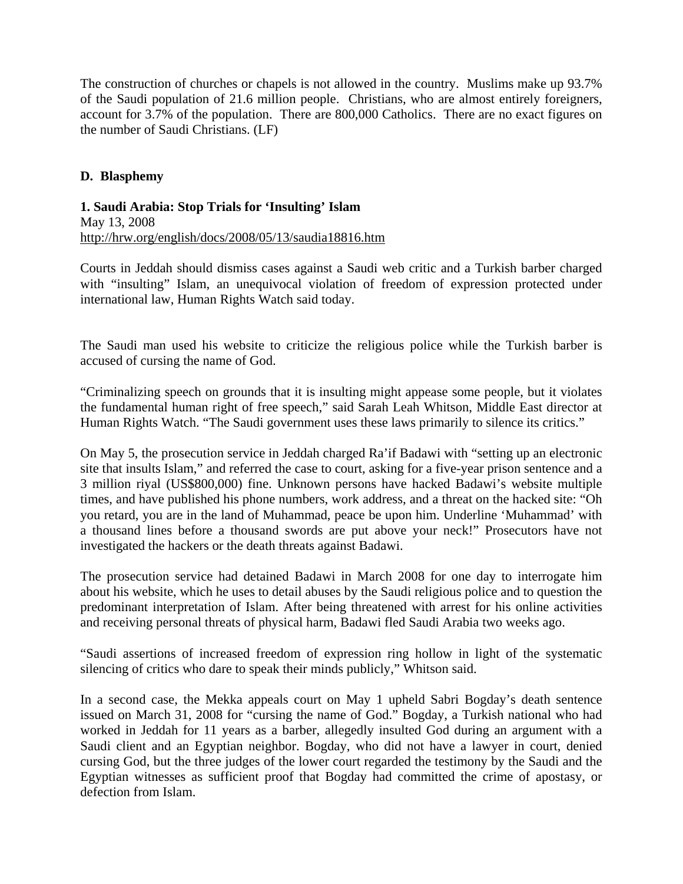The construction of churches or chapels is not allowed in the country. Muslims make up 93.7% of the Saudi population of 21.6 million people. Christians, who are almost entirely foreigners, account for 3.7% of the population. There are 800,000 Catholics. There are no exact figures on the number of Saudi Christians. (LF)

### D. Blasphemy

**1. Saudi Arabia: Stop Trials for 'Insulting' Islam**
May 13, 2008
http://hrw.org/english/docs/2008/05/13/saudia18816.htm

Courts in Jeddah should dismiss cases against a Saudi web critic and a Turkish barber charged with "insulting" Islam, an unequivocal violation of freedom of expression protected under international law, Human Rights Watch said today.

The Saudi man used his website to criticize the religious police while the Turkish barber is accused of cursing the name of God.

"Criminalizing speech on grounds that it is insulting might appease some people, but it violates the fundamental human right of free speech," said Sarah Leah Whitson, Middle East director at Human Rights Watch. "The Saudi government uses these laws primarily to silence its critics."

On May 5, the prosecution service in Jeddah charged Ra'if Badawi with "setting up an electronic site that insults Islam," and referred the case to court, asking for a five-year prison sentence and a 3 million riyal (US$800,000) fine. Unknown persons have hacked Badawi's website multiple times, and have published his phone numbers, work address, and a threat on the hacked site: "Oh you retard, you are in the land of Muhammad, peace be upon him. Underline 'Muhammad' with a thousand lines before a thousand swords are put above your neck!" Prosecutors have not investigated the hackers or the death threats against Badawi.

The prosecution service had detained Badawi in March 2008 for one day to interrogate him about his website, which he uses to detail abuses by the Saudi religious police and to question the predominant interpretation of Islam. After being threatened with arrest for his online activities and receiving personal threats of physical harm, Badawi fled Saudi Arabia two weeks ago.

"Saudi assertions of increased freedom of expression ring hollow in light of the systematic silencing of critics who dare to speak their minds publicly," Whitson said.

In a second case, the Mekka appeals court on May 1 upheld Sabri Bogday's death sentence issued on March 31, 2008 for "cursing the name of God." Bogday, a Turkish national who had worked in Jeddah for 11 years as a barber, allegedly insulted God during an argument with a Saudi client and an Egyptian neighbor. Bogday, who did not have a lawyer in court, denied cursing God, but the three judges of the lower court regarded the testimony by the Saudi and the Egyptian witnesses as sufficient proof that Bogday had committed the crime of apostasy, or defection from Islam.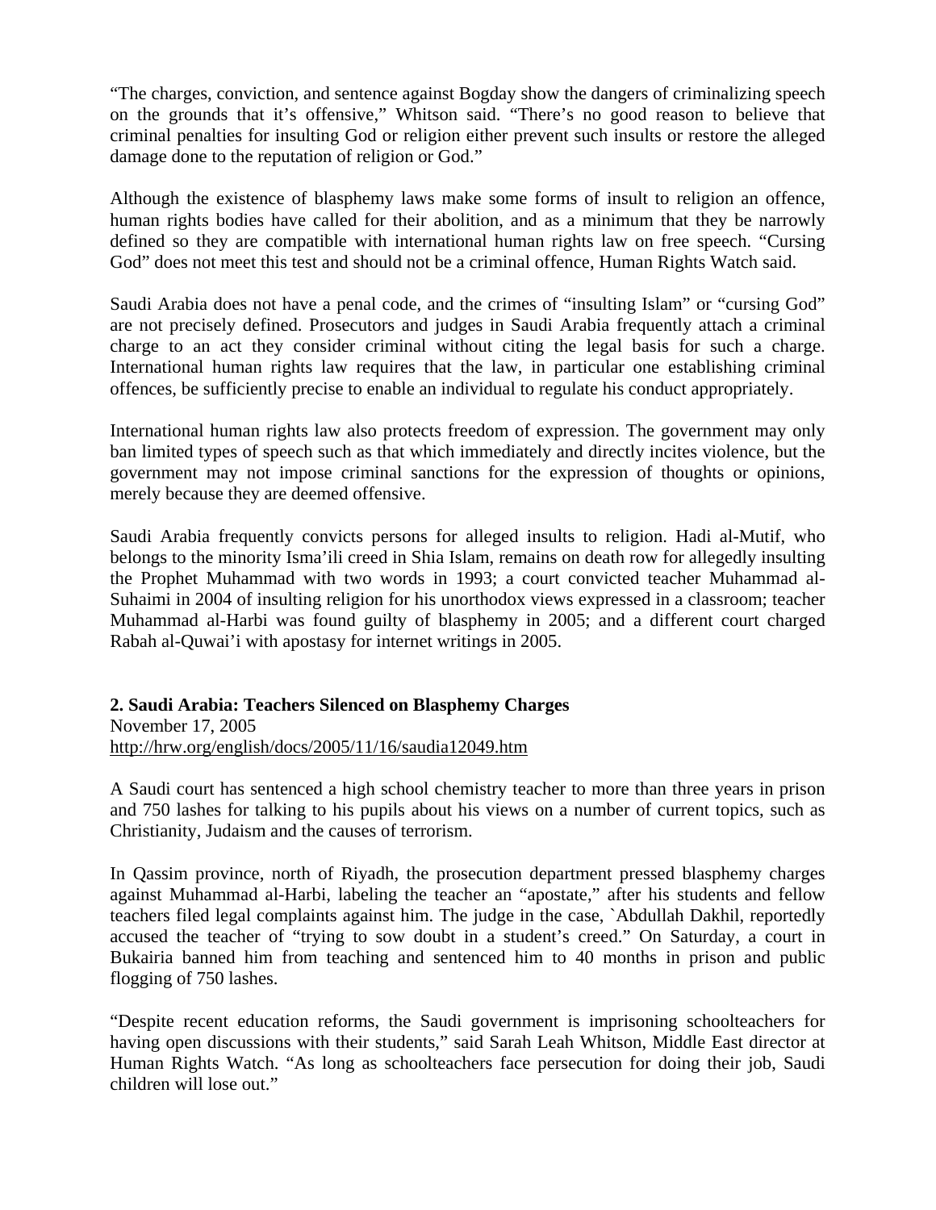"The charges, conviction, and sentence against Bogday show the dangers of criminalizing speech on the grounds that it's offensive," Whitson said. "There's no good reason to believe that criminal penalties for insulting God or religion either prevent such insults or restore the alleged damage done to the reputation of religion or God."

Although the existence of blasphemy laws make some forms of insult to religion an offence, human rights bodies have called for their abolition, and as a minimum that they be narrowly defined so they are compatible with international human rights law on free speech. "Cursing God" does not meet this test and should not be a criminal offence, Human Rights Watch said.

Saudi Arabia does not have a penal code, and the crimes of "insulting Islam" or "cursing God" are not precisely defined. Prosecutors and judges in Saudi Arabia frequently attach a criminal charge to an act they consider criminal without citing the legal basis for such a charge. International human rights law requires that the law, in particular one establishing criminal offences, be sufficiently precise to enable an individual to regulate his conduct appropriately.

International human rights law also protects freedom of expression. The government may only ban limited types of speech such as that which immediately and directly incites violence, but the government may not impose criminal sanctions for the expression of thoughts or opinions, merely because they are deemed offensive.

Saudi Arabia frequently convicts persons for alleged insults to religion. Hadi al-Mutif, who belongs to the minority Isma'ili creed in Shia Islam, remains on death row for allegedly insulting the Prophet Muhammad with two words in 1993; a court convicted teacher Muhammad al-Suhaimi in 2004 of insulting religion for his unorthodox views expressed in a classroom; teacher Muhammad al-Harbi was found guilty of blasphemy in 2005; and a different court charged Rabah al-Quwai'i with apostasy for internet writings in 2005.

**2. Saudi Arabia: Teachers Silenced on Blasphemy Charges**
November 17, 2005
http://hrw.org/english/docs/2005/11/16/saudia12049.htm

A Saudi court has sentenced a high school chemistry teacher to more than three years in prison and 750 lashes for talking to his pupils about his views on a number of current topics, such as Christianity, Judaism and the causes of terrorism.

In Qassim province, north of Riyadh, the prosecution department pressed blasphemy charges against Muhammad al-Harbi, labeling the teacher an "apostate," after his students and fellow teachers filed legal complaints against him. The judge in the case, `Abdullah Dakhil, reportedly accused the teacher of "trying to sow doubt in a student's creed." On Saturday, a court in Bukairia banned him from teaching and sentenced him to 40 months in prison and public flogging of 750 lashes.

"Despite recent education reforms, the Saudi government is imprisoning schoolteachers for having open discussions with their students," said Sarah Leah Whitson, Middle East director at Human Rights Watch. "As long as schoolteachers face persecution for doing their job, Saudi children will lose out."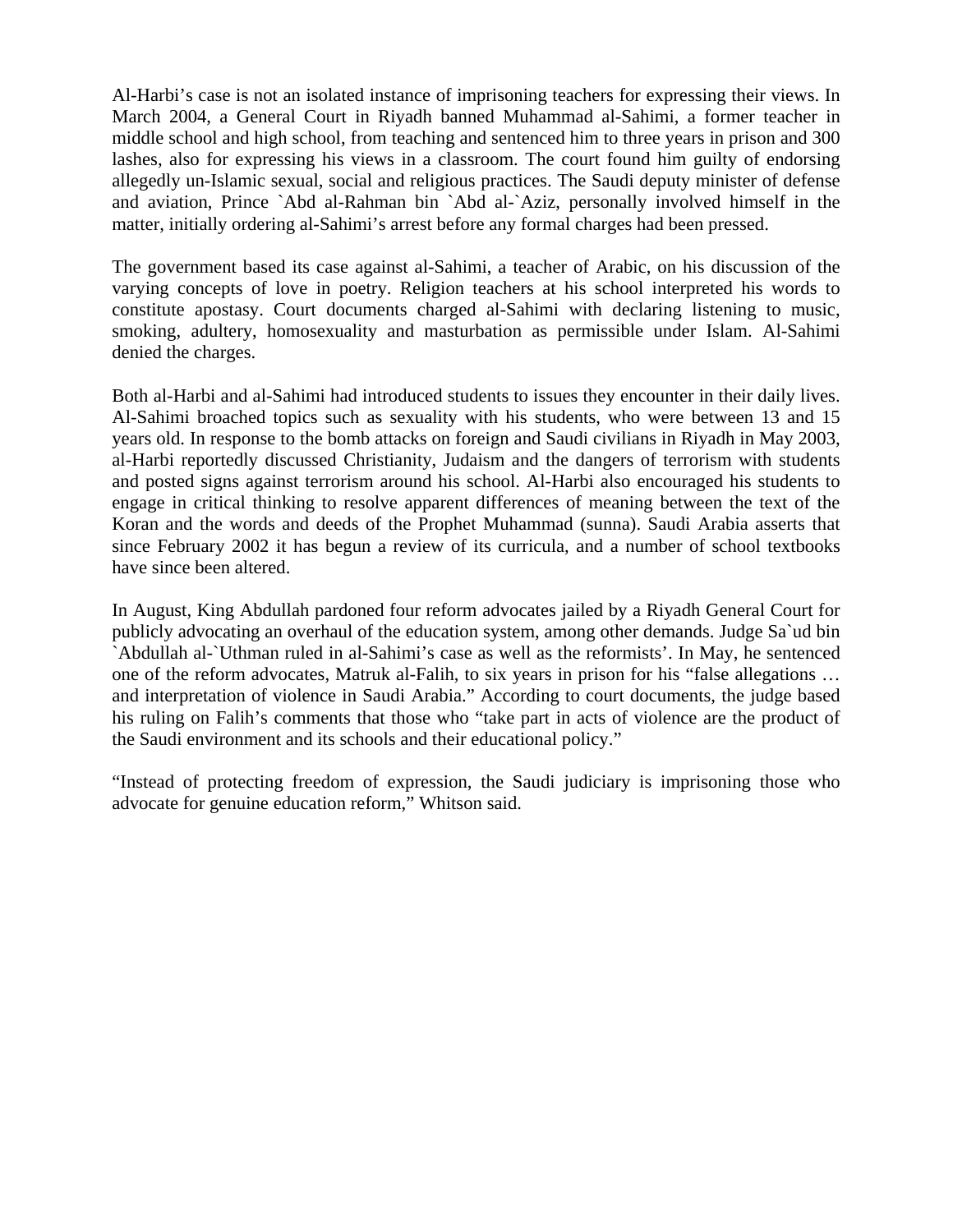Al-Harbi's case is not an isolated instance of imprisoning teachers for expressing their views. In March 2004, a General Court in Riyadh banned Muhammad al-Sahimi, a former teacher in middle school and high school, from teaching and sentenced him to three years in prison and 300 lashes, also for expressing his views in a classroom. The court found him guilty of endorsing allegedly un-Islamic sexual, social and religious practices. The Saudi deputy minister of defense and aviation, Prince `Abd al-Rahman bin `Abd al-`Aziz, personally involved himself in the matter, initially ordering al-Sahimi's arrest before any formal charges had been pressed.

The government based its case against al-Sahimi, a teacher of Arabic, on his discussion of the varying concepts of love in poetry. Religion teachers at his school interpreted his words to constitute apostasy. Court documents charged al-Sahimi with declaring listening to music, smoking, adultery, homosexuality and masturbation as permissible under Islam. Al-Sahimi denied the charges.

Both al-Harbi and al-Sahimi had introduced students to issues they encounter in their daily lives. Al-Sahimi broached topics such as sexuality with his students, who were between 13 and 15 years old. In response to the bomb attacks on foreign and Saudi civilians in Riyadh in May 2003, al-Harbi reportedly discussed Christianity, Judaism and the dangers of terrorism with students and posted signs against terrorism around his school. Al-Harbi also encouraged his students to engage in critical thinking to resolve apparent differences of meaning between the text of the Koran and the words and deeds of the Prophet Muhammad (sunna). Saudi Arabia asserts that since February 2002 it has begun a review of its curricula, and a number of school textbooks have since been altered.

In August, King Abdullah pardoned four reform advocates jailed by a Riyadh General Court for publicly advocating an overhaul of the education system, among other demands. Judge Sa`ud bin `Abdullah al-`Uthman ruled in al-Sahimi's case as well as the reformists'. In May, he sentenced one of the reform advocates, Matruk al-Falih, to six years in prison for his "false allegations … and interpretation of violence in Saudi Arabia." According to court documents, the judge based his ruling on Falih's comments that those who "take part in acts of violence are the product of the Saudi environment and its schools and their educational policy."

"Instead of protecting freedom of expression, the Saudi judiciary is imprisoning those who advocate for genuine education reform," Whitson said.